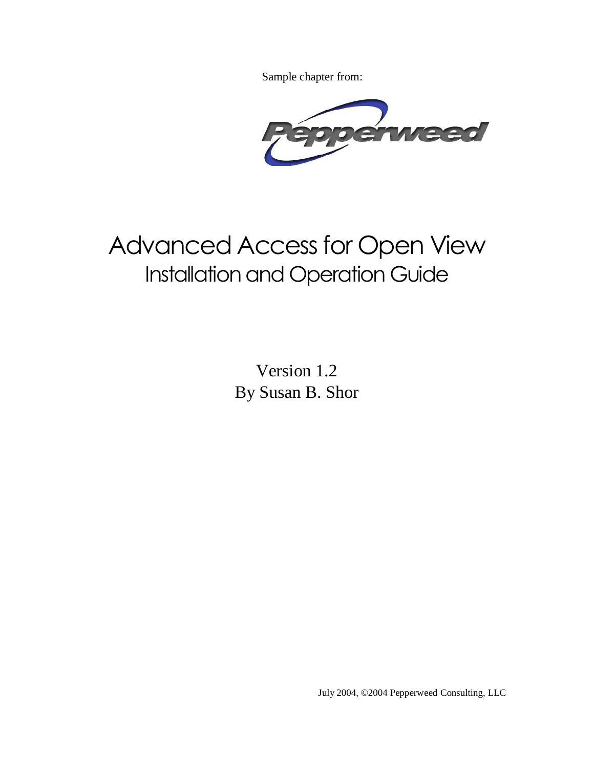Sample chapter from:

Pepperweed

# Advanced Access for Open View

## Installation and Operation Guide

Version 1.2

By Susan B. Shor

July 2004, ©2004 Pepperweed Consulting, LLC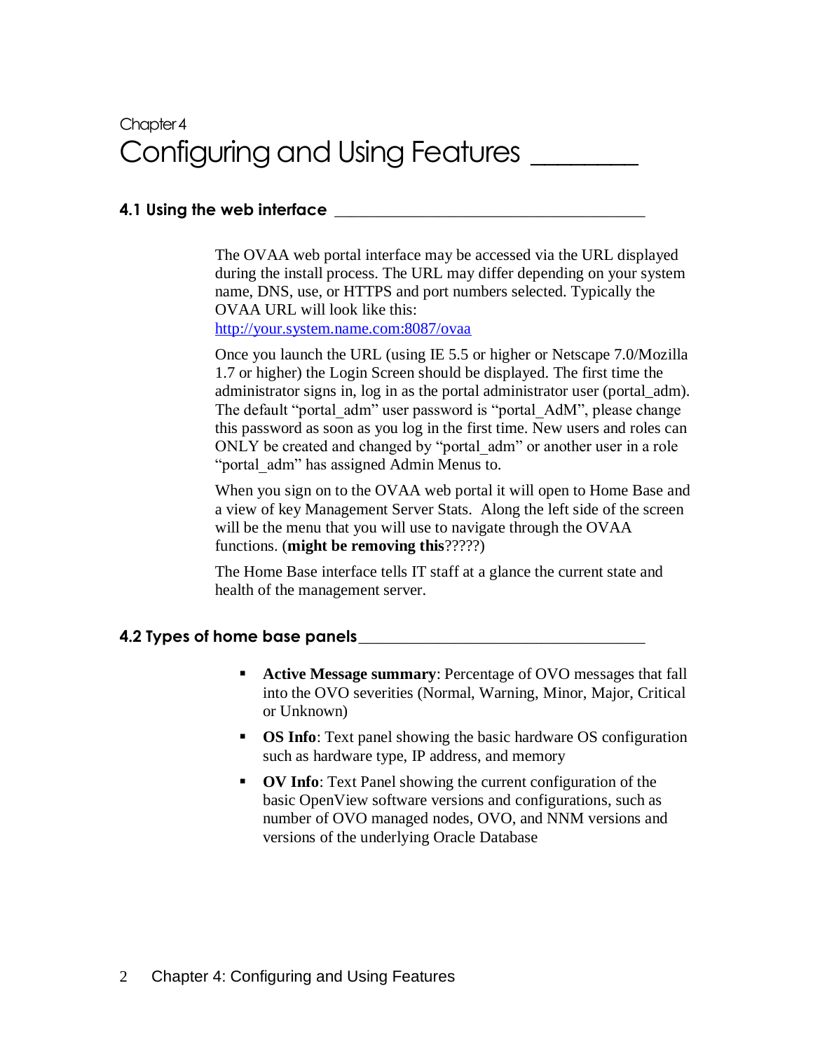Chapter 4

# Configuring and Using Features

## 4.1 Using the web interface

The OVAA web portal interface may be accessed via the URL displayed during the install process. The URL may differ depending on your system name, DNS, use, or HTTPS and port numbers selected. Typically the OVAA URL will look like this:
http://your.system.name.com:8087/ovaa

Once you launch the URL (using IE 5.5 or higher or Netscape 7.0/Mozilla 1.7 or higher) the Login Screen should be displayed. The first time the administrator signs in, log in as the portal administrator user (portal_adm). The default "portal_adm" user password is "portal_AdM", please change this password as soon as you log in the first time. New users and roles can ONLY be created and changed by "portal_adm" or another user in a role "portal_adm" has assigned Admin Menus to.

When you sign on to the OVAA web portal it will open to Home Base and a view of key Management Server Stats. Along the left side of the screen will be the menu that you will use to navigate through the OVAA functions. (**might be removing this**?????)

The Home Base interface tells IT staff at a glance the current state and health of the management server.

## 4.2 Types of home base panels

- **Active Message summary**: Percentage of OVO messages that fall into the OVO severities (Normal, Warning, Minor, Major, Critical or Unknown)
- **OS Info**: Text panel showing the basic hardware OS configuration such as hardware type, IP address, and memory
- **OV Info**: Text Panel showing the current configuration of the basic OpenView software versions and configurations, such as number of OVO managed nodes, OVO, and NNM versions and versions of the underlying Oracle Database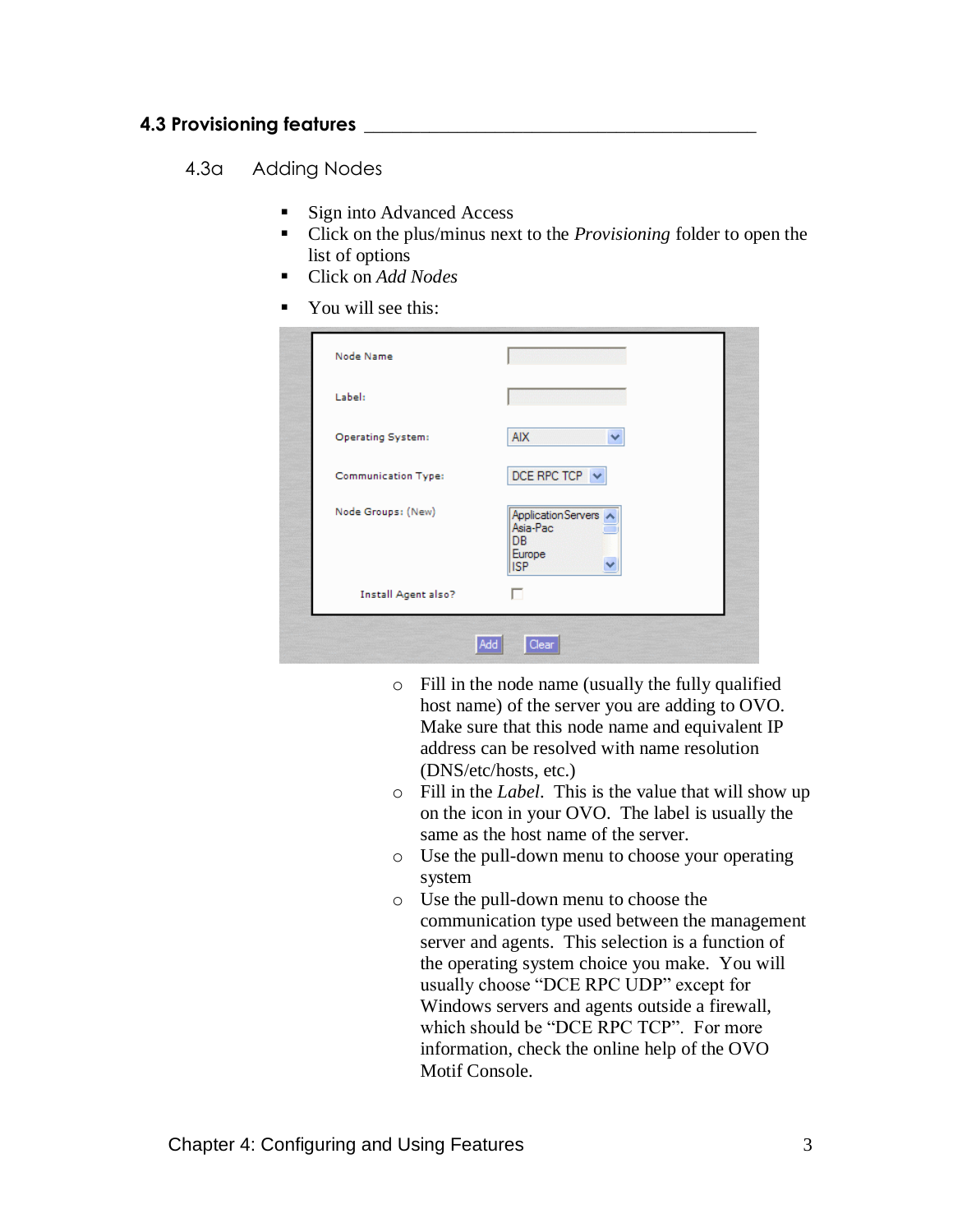## 4.3 Provisioning features

### 4.3a Adding Nodes

- Sign into Advanced Access
- Click on the plus/minus next to the *Provisioning* folder to open the list of options
- Click on *Add Nodes*
- You will see this:

  - Fill in the node name (usually the fully qualified host name) of the server you are adding to OVO. Make sure that this node name and equivalent IP address can be resolved with name resolution (DNS/etc/hosts, etc.)
  - Fill in the *Label*. This is the value that will show up on the icon in your OVO. The label is usually the same as the host name of the server.
  - Use the pull-down menu to choose your operating system
  - Use the pull-down menu to choose the communication type used between the management server and agents. This selection is a function of the operating system choice you make. You will usually choose "DCE RPC UDP" except for Windows servers and agents outside a firewall, which should be "DCE RPC TCP". For more information, check the online help of the OVO Motif Console.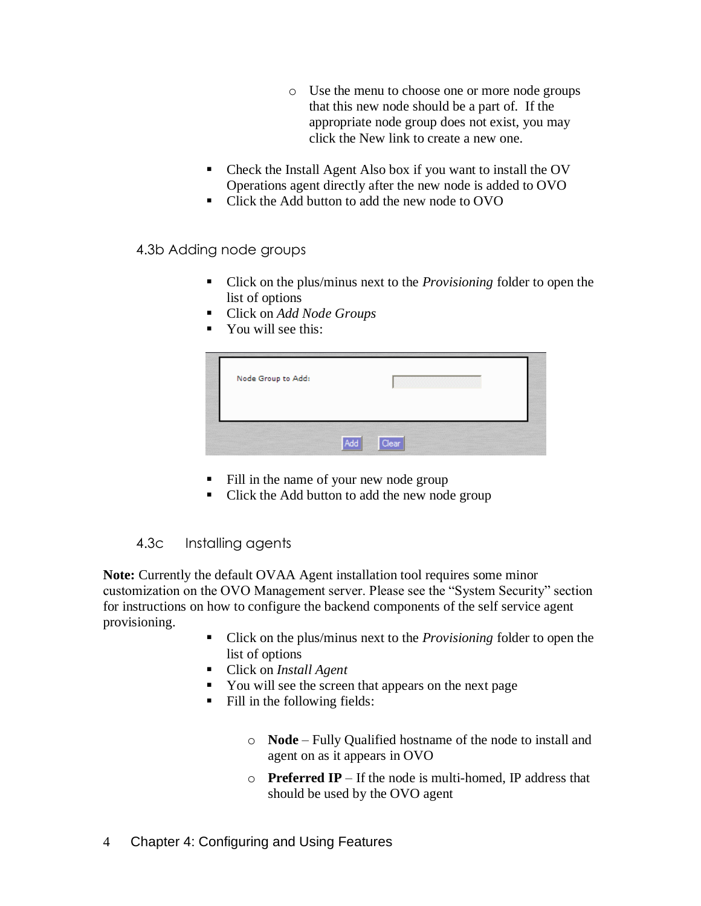- Use the menu to choose one or more node groups that this new node should be a part of. If the appropriate node group does not exist, you may click the New link to create a new one.

- Check the Install Agent Also box if you want to install the OV Operations agent directly after the new node is added to OVO
- Click the Add button to add the new node to OVO

### 4.3b Adding node groups

- Click on the plus/minus next to the *Provisioning* folder to open the list of options
- Click on *Add Node Groups*
- You will see this:

Node Group to Add:

Add Clear

- Fill in the name of your new node group
- Click the Add button to add the new node group

### 4.3c Installing agents

**Note:** Currently the default OVAA Agent installation tool requires some minor customization on the OVO Management server. Please see the "System Security" section for instructions on how to configure the backend components of the self service agent provisioning.

- Click on the plus/minus next to the *Provisioning* folder to open the list of options
- Click on *Install Agent*
- You will see the screen that appears on the next page
- Fill in the following fields:
  - **Node** – Fully Qualified hostname of the node to install and agent on as it appears in OVO
  - **Preferred IP** – If the node is multi-homed, IP address that should be used by the OVO agent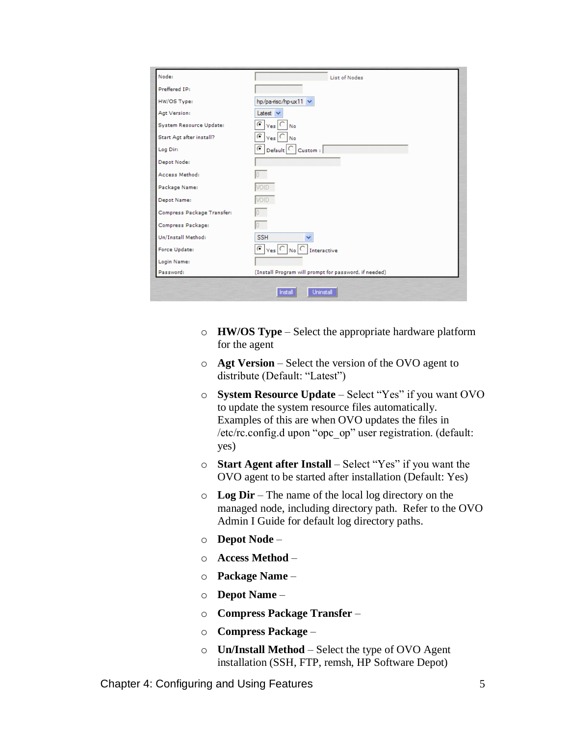| | |
|---|---|
| Node: | List of Nodes |
| Preffered IP: | |
| HW/OS Type: | hp/pa-risc/hp-ux11 |
| Agt Version: | Latest |
| System Resource Update: | Yes / No |
| Start Agt after install? | Yes / No |
| Log Dir: | Default / Custom : |
| Depot Node: | |
| Access Method: | 0 |
| Package Name: | VOID |
| Depot Name: | VOID |
| Compress Package Transfer: | 0 |
| Compress Package: | 0 |
| Un/Install Method: | SSH |
| Force Update: | Yes / No / Interactive |
| Login Name: | |
| Password: | (Install Program will prompt for password, if needed) |

Install | Uninstall

- **HW/OS Type** – Select the appropriate hardware platform for the agent
- **Agt Version** – Select the version of the OVO agent to distribute (Default: "Latest")
- **System Resource Update** – Select "Yes" if you want OVO to update the system resource files automatically. Examples of this are when OVO updates the files in /etc/rc.config.d upon "opc_op" user registration. (default: yes)
- **Start Agent after Install** – Select "Yes" if you want the OVO agent to be started after installation (Default: Yes)
- **Log Dir** – The name of the local log directory on the managed node, including directory path. Refer to the OVO Admin I Guide for default log directory paths.
- **Depot Node** –
- **Access Method** –
- **Package Name** –
- **Depot Name** –
- **Compress Package Transfer** –
- **Compress Package** –
- **Un/Install Method** – Select the type of OVO Agent installation (SSH, FTP, remsh, HP Software Depot)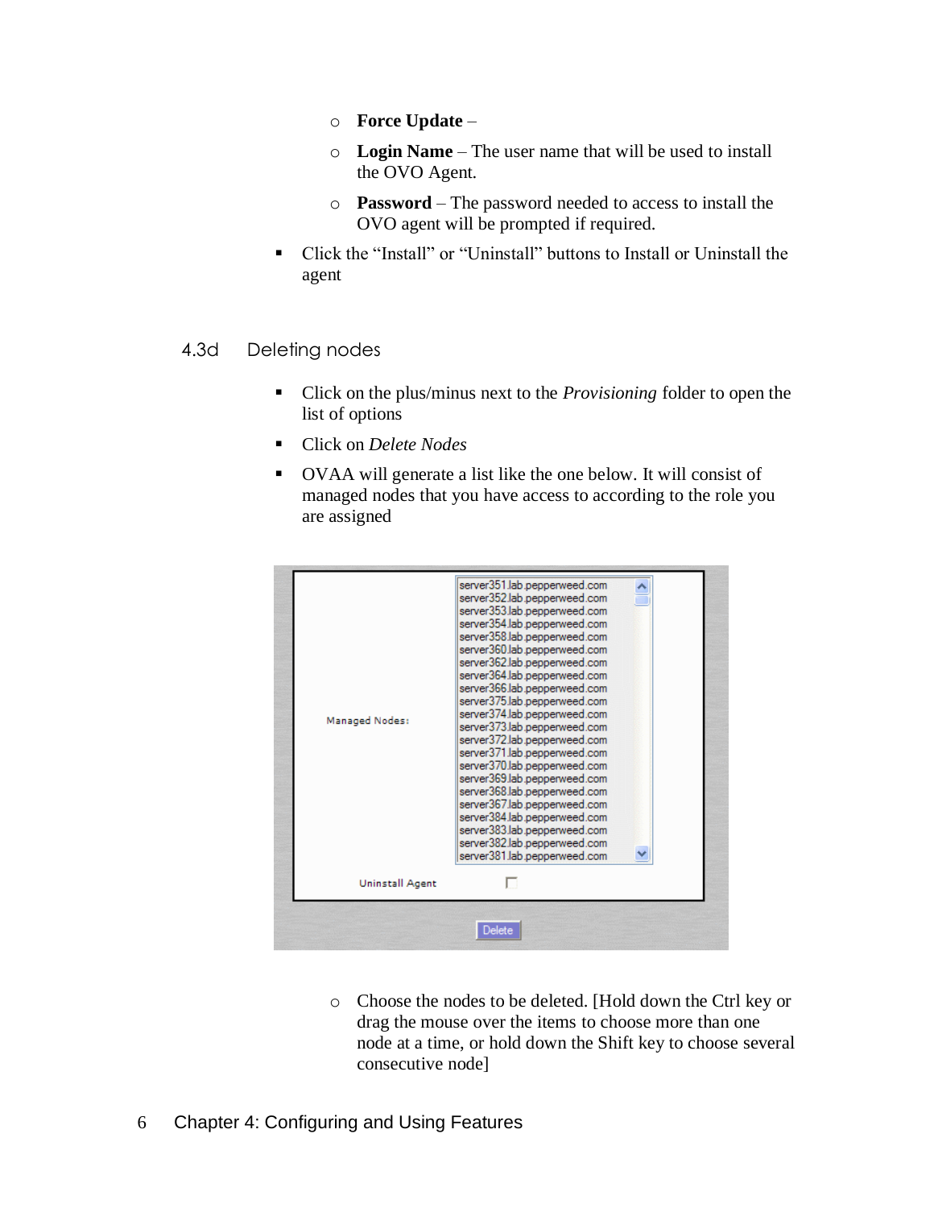- **Force Update** –
- **Login Name** – The user name that will be used to install the OVO Agent.
- **Password** – The password needed to access to install the OVO agent will be prompted if required.

- Click the “Install” or “Uninstall” buttons to Install or Uninstall the agent

### 4.3d Deleting nodes

- Click on the plus/minus next to the *Provisioning* folder to open the list of options
- Click on *Delete Nodes*
- OVAA will generate a list like the one below. It will consist of managed nodes that you have access to according to the role you are assigned

  - Choose the nodes to be deleted. [Hold down the Ctrl key or drag the mouse over the items to choose more than one node at a time, or hold down the Shift key to choose several consecutive node]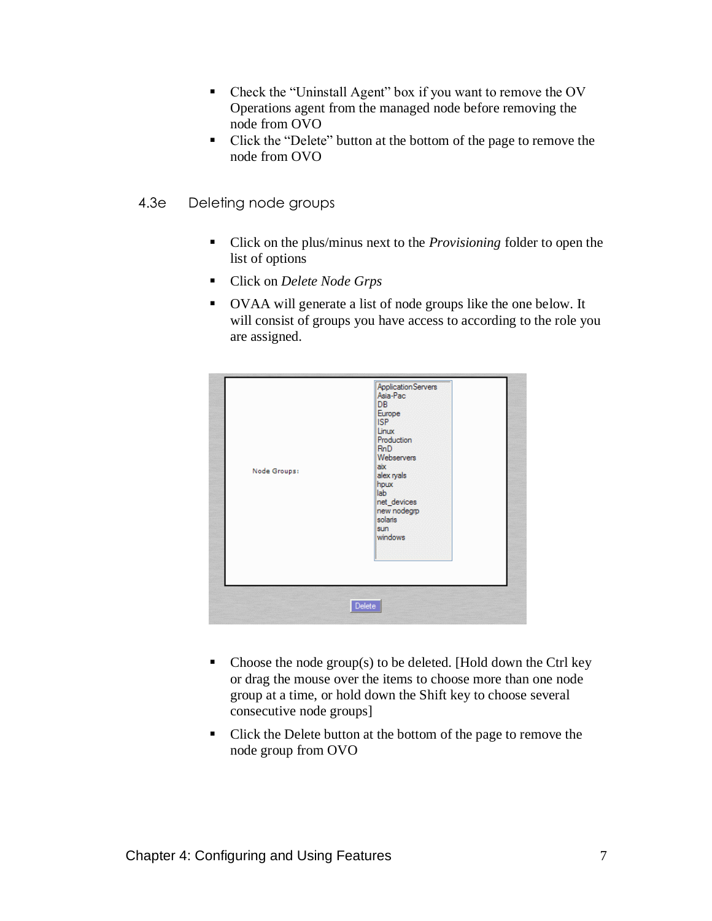- Check the "Uninstall Agent" box if you want to remove the OV Operations agent from the managed node before removing the node from OVO
- Click the "Delete" button at the bottom of the page to remove the node from OVO

### 4.3e Deleting node groups

- Click on the plus/minus next to the *Provisioning* folder to open the list of options
- Click on *Delete Node Grps*
- OVAA will generate a list of node groups like the one below. It will consist of groups you have access to according to the role you are assigned.

- Choose the node group(s) to be deleted. [Hold down the Ctrl key or drag the mouse over the items to choose more than one node group at a time, or hold down the Shift key to choose several consecutive node groups]
- Click the Delete button at the bottom of the page to remove the node group from OVO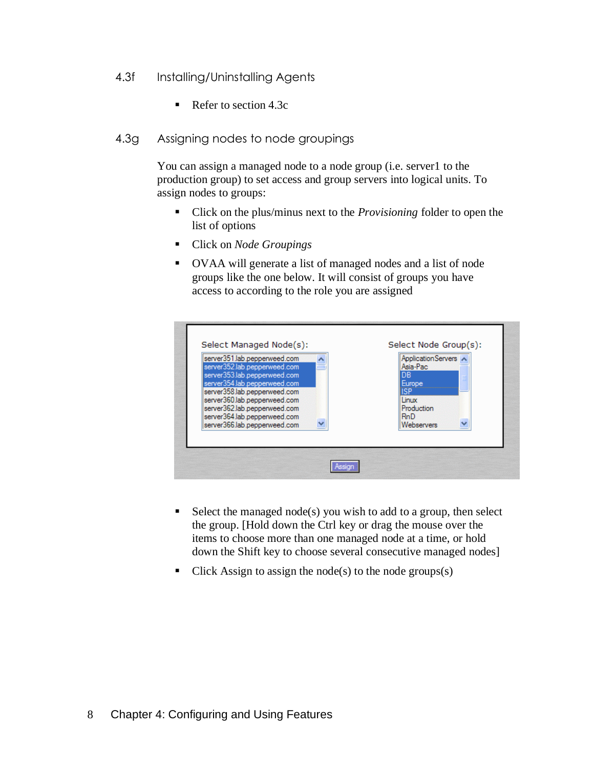### 4.3f Installing/Uninstalling Agents

- Refer to section 4.3c

### 4.3g Assigning nodes to node groupings

You can assign a managed node to a node group (i.e. server1 to the production group) to set access and group servers into logical units. To assign nodes to groups:

- Click on the plus/minus next to the *Provisioning* folder to open the list of options
- Click on *Node Groupings*
- OVAA will generate a list of managed nodes and a list of node groups like the one below. It will consist of groups you have access to according to the role you are assigned

- Select the managed node(s) you wish to add to a group, then select the group. [Hold down the Ctrl key or drag the mouse over the items to choose more than one managed node at a time, or hold down the Shift key to choose several consecutive managed nodes]
- Click Assign to assign the node(s) to the node groups(s)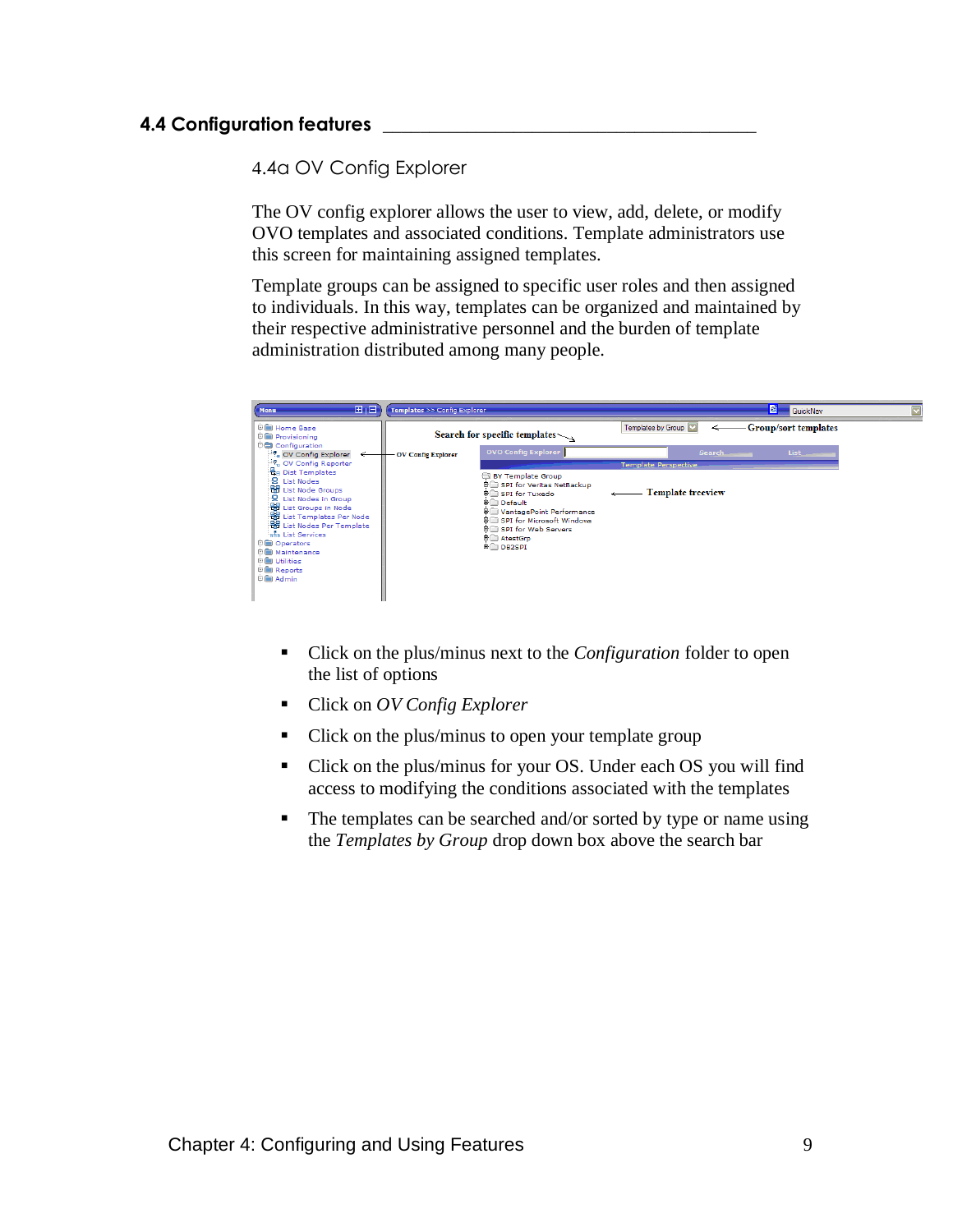## 4.4 Configuration features

### 4.4a OV Config Explorer

The OV config explorer allows the user to view, add, delete, or modify OVO templates and associated conditions. Template administrators use this screen for maintaining assigned templates.

Template groups can be assigned to specific user roles and then assigned to individuals. In this way, templates can be organized and maintained by their respective administrative personnel and the burden of template administration distributed among many people.

- Click on the plus/minus next to the *Configuration* folder to open the list of options
- Click on *OV Config Explorer*
- Click on the plus/minus to open your template group
- Click on the plus/minus for your OS. Under each OS you will find access to modifying the conditions associated with the templates
- The templates can be searched and/or sorted by type or name using the *Templates by Group* drop down box above the search bar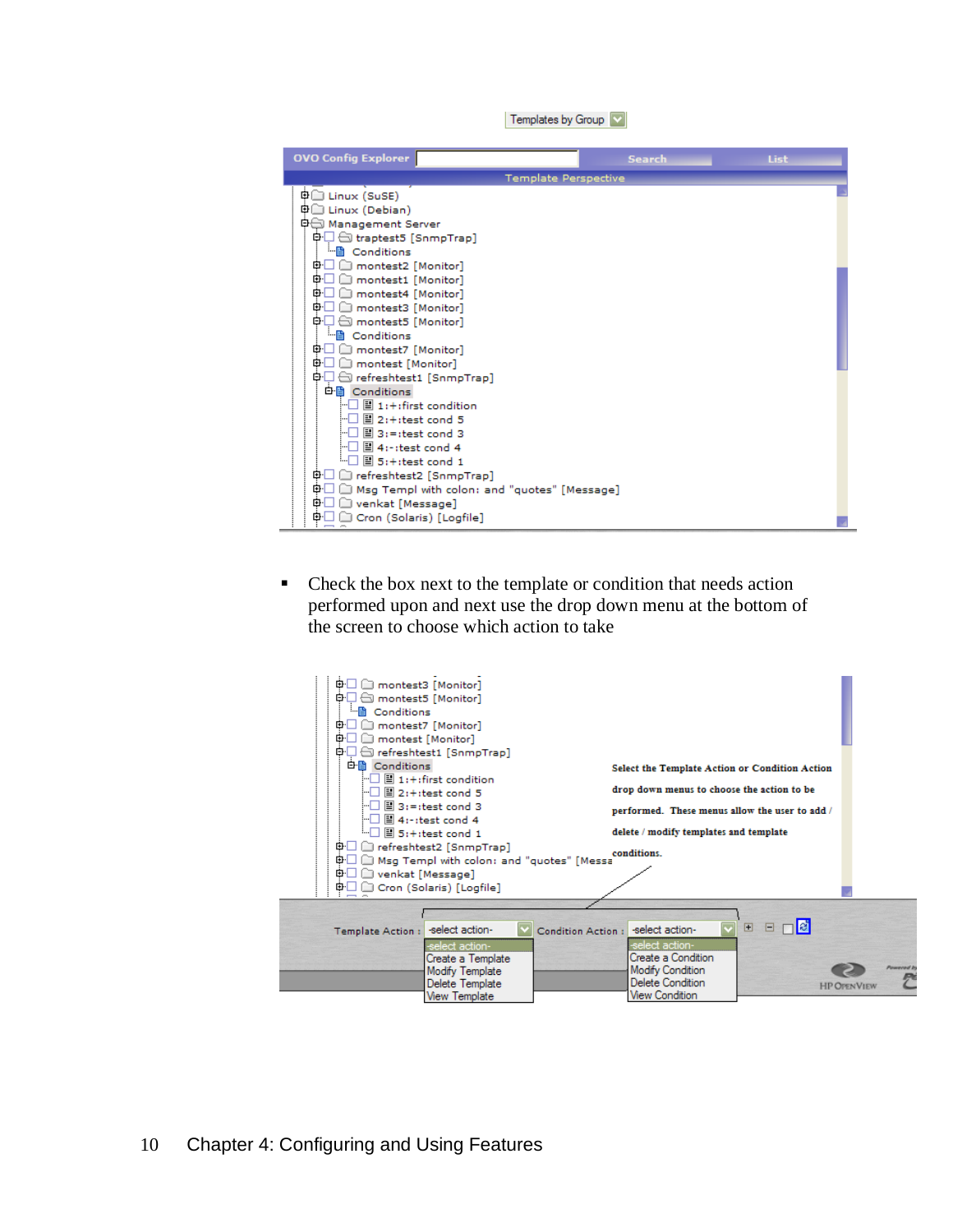- Check the box next to the template or condition that needs action performed upon and next use the drop down menu at the bottom of the screen to choose which action to take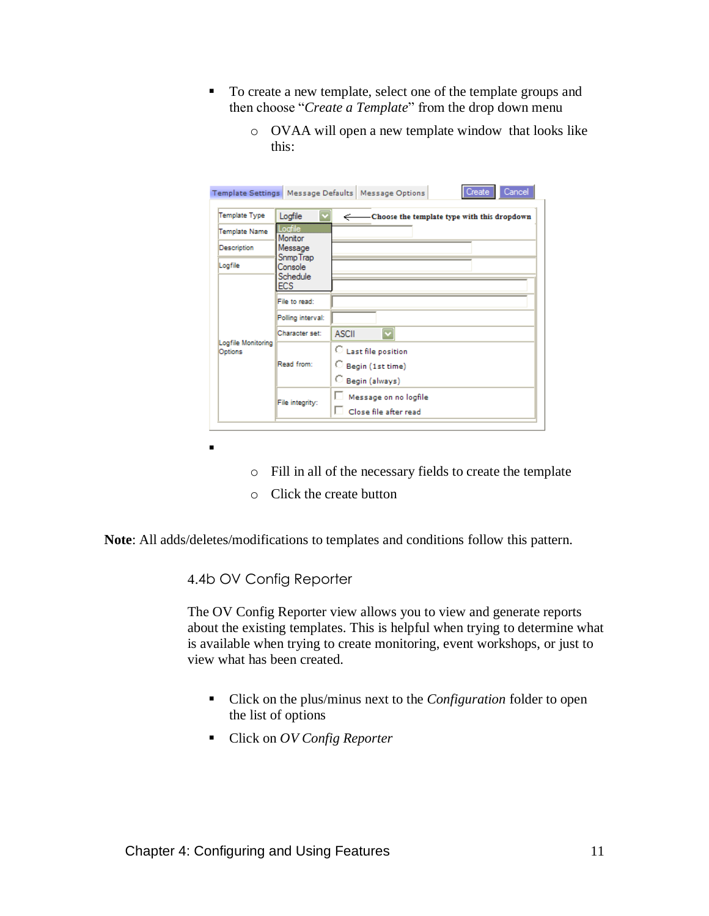- To create a new template, select one of the template groups and then choose "*Create a Template*" from the drop down menu
  - OVAA will open a new template window that looks like this:

- 
  - Fill in all of the necessary fields to create the template
  - Click the create button

**Note**: All adds/deletes/modifications to templates and conditions follow this pattern.

### 4.4b OV Config Reporter

The OV Config Reporter view allows you to view and generate reports about the existing templates. This is helpful when trying to determine what is available when trying to create monitoring, event workshops, or just to view what has been created.

- Click on the plus/minus next to the *Configuration* folder to open the list of options
- Click on *OV Config Reporter*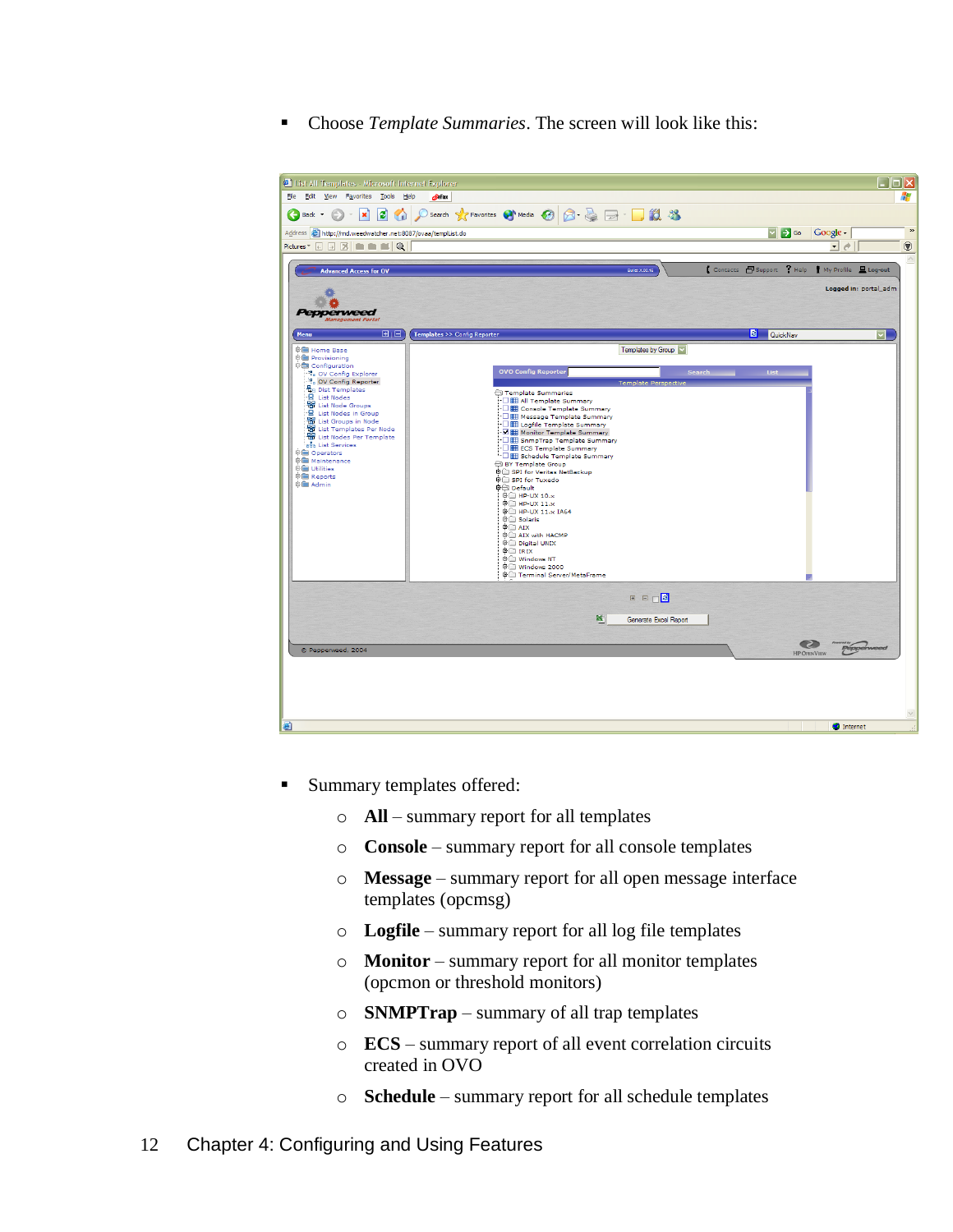- Choose *Template Summaries*. The screen will look like this:

- Summary templates offered:
    - **All** – summary report for all templates
    - **Console** – summary report for all console templates
    - **Message** – summary report for all open message interface templates (opcmsg)
    - **Logfile** – summary report for all log file templates
    - **Monitor** – summary report for all monitor templates (opcmon or threshold monitors)
    - **SNMPTrap** – summary of all trap templates
    - **ECS** – summary report of all event correlation circuits created in OVO
    - **Schedule** – summary report for all schedule templates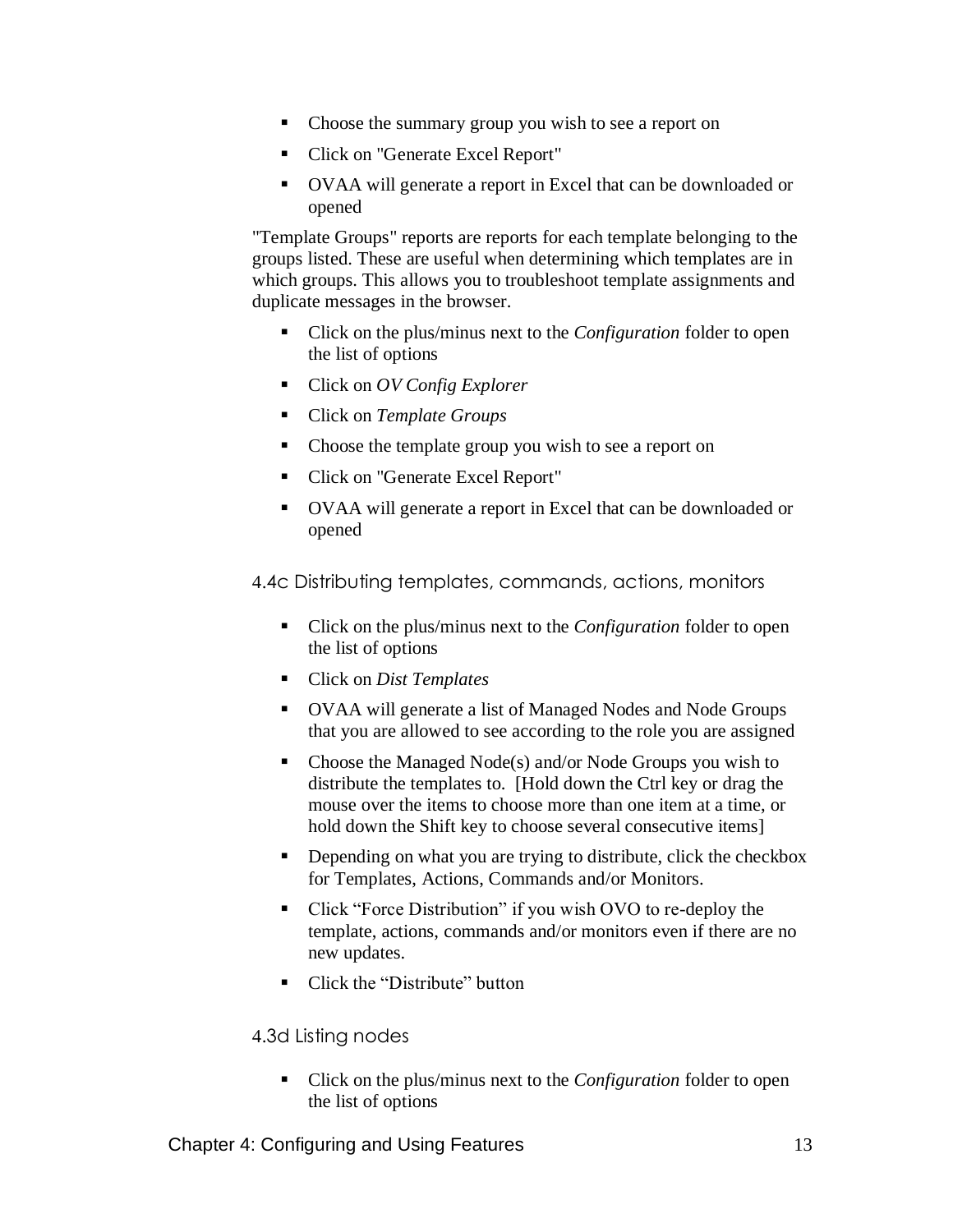- Choose the summary group you wish to see a report on
- Click on "Generate Excel Report"
- OVAA will generate a report in Excel that can be downloaded or opened

"Template Groups" reports are reports for each template belonging to the groups listed. These are useful when determining which templates are in which groups. This allows you to troubleshoot template assignments and duplicate messages in the browser.

- Click on the plus/minus next to the *Configuration* folder to open the list of options
- Click on *OV Config Explorer*
- Click on *Template Groups*
- Choose the template group you wish to see a report on
- Click on "Generate Excel Report"
- OVAA will generate a report in Excel that can be downloaded or opened

### 4.4c Distributing templates, commands, actions, monitors

- Click on the plus/minus next to the *Configuration* folder to open the list of options
- Click on *Dist Templates*
- OVAA will generate a list of Managed Nodes and Node Groups that you are allowed to see according to the role you are assigned
- Choose the Managed Node(s) and/or Node Groups you wish to distribute the templates to. [Hold down the Ctrl key or drag the mouse over the items to choose more than one item at a time, or hold down the Shift key to choose several consecutive items]
- Depending on what you are trying to distribute, click the checkbox for Templates, Actions, Commands and/or Monitors.
- Click “Force Distribution” if you wish OVO to re-deploy the template, actions, commands and/or monitors even if there are no new updates.
- Click the “Distribute” button

### 4.3d Listing nodes

- Click on the plus/minus next to the *Configuration* folder to open the list of options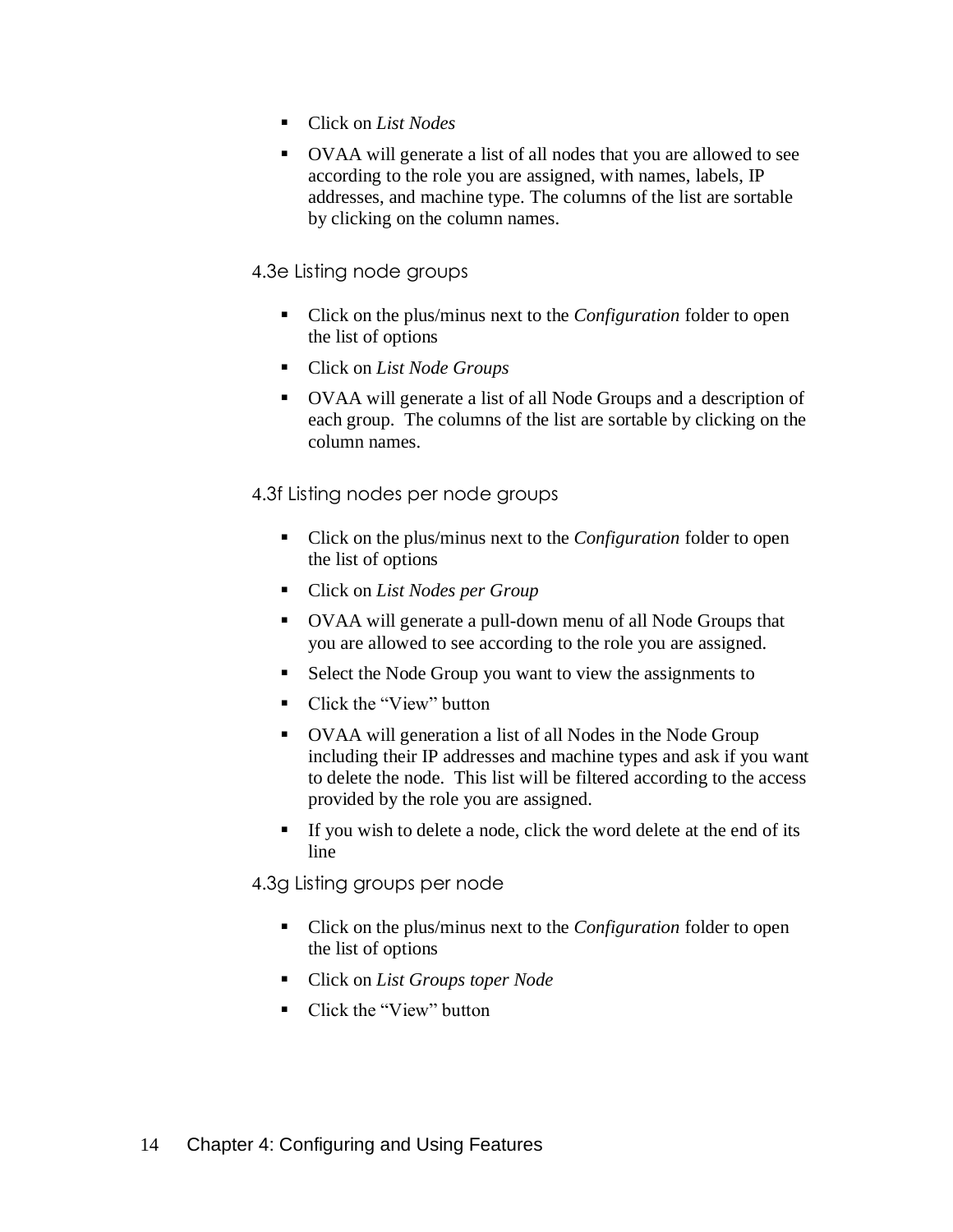- Click on *List Nodes*
- OVAA will generate a list of all nodes that you are allowed to see according to the role you are assigned, with names, labels, IP addresses, and machine type. The columns of the list are sortable by clicking on the column names.

### 4.3e Listing node groups

- Click on the plus/minus next to the *Configuration* folder to open the list of options
- Click on *List Node Groups*
- OVAA will generate a list of all Node Groups and a description of each group. The columns of the list are sortable by clicking on the column names.

### 4.3f Listing nodes per node groups

- Click on the plus/minus next to the *Configuration* folder to open the list of options
- Click on *List Nodes per Group*
- OVAA will generate a pull-down menu of all Node Groups that you are allowed to see according to the role you are assigned.
- Select the Node Group you want to view the assignments to
- Click the "View" button
- OVAA will generation a list of all Nodes in the Node Group including their IP addresses and machine types and ask if you want to delete the node. This list will be filtered according to the access provided by the role you are assigned.
- If you wish to delete a node, click the word delete at the end of its line

### 4.3g Listing groups per node

- Click on the plus/minus next to the *Configuration* folder to open the list of options
- Click on *List Groups toper Node*
- Click the "View" button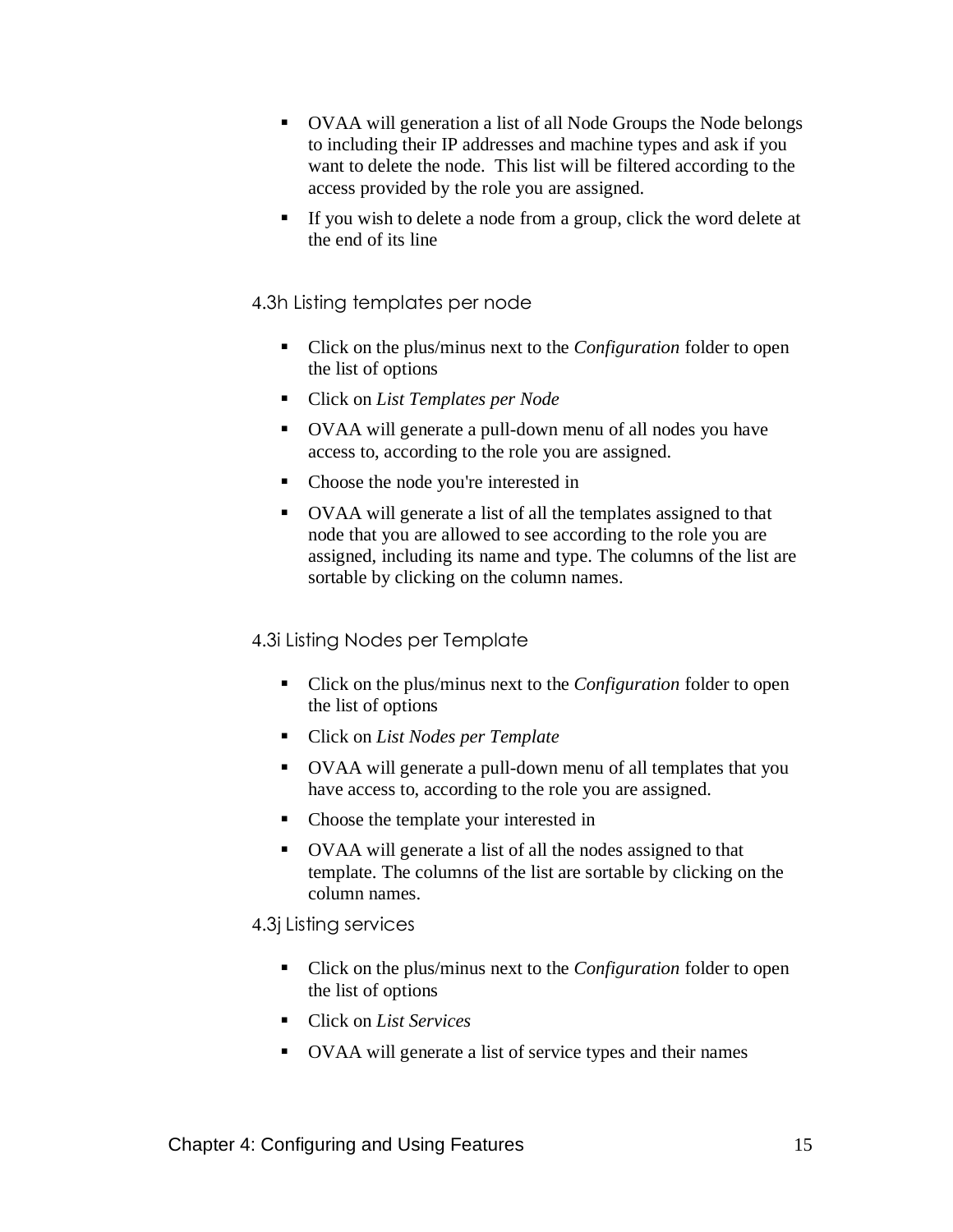- OVAA will generation a list of all Node Groups the Node belongs to including their IP addresses and machine types and ask if you want to delete the node.  This list will be filtered according to the access provided by the role you are assigned.
- If you wish to delete a node from a group, click the word delete at the end of its line

### 4.3h Listing templates per node

- Click on the plus/minus next to the *Configuration* folder to open the list of options
- Click on *List Templates per Node*
- OVAA will generate a pull-down menu of all nodes you have access to, according to the role you are assigned.
- Choose the node you're interested in
- OVAA will generate a list of all the templates assigned to that node that you are allowed to see according to the role you are assigned, including its name and type. The columns of the list are sortable by clicking on the column names.

### 4.3i Listing Nodes per Template

- Click on the plus/minus next to the *Configuration* folder to open the list of options
- Click on *List Nodes per Template*
- OVAA will generate a pull-down menu of all templates that you have access to, according to the role you are assigned.
- Choose the template your interested in
- OVAA will generate a list of all the nodes assigned to that template. The columns of the list are sortable by clicking on the column names.

### 4.3j Listing services

- Click on the plus/minus next to the *Configuration* folder to open the list of options
- Click on *List Services*
- OVAA will generate a list of service types and their names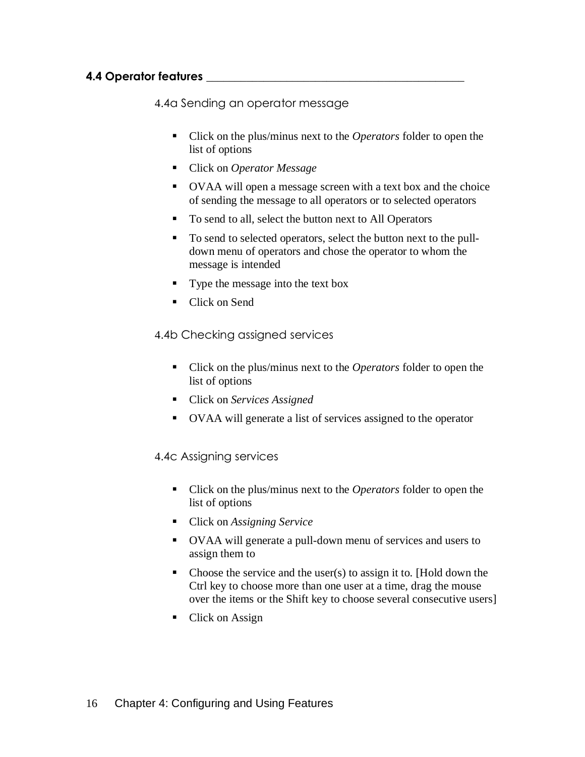## 4.4 Operator features

### 4.4a Sending an operator message

- Click on the plus/minus next to the *Operators* folder to open the list of options
- Click on *Operator Message*
- OVAA will open a message screen with a text box and the choice of sending the message to all operators or to selected operators
- To send to all, select the button next to All Operators
- To send to selected operators, select the button next to the pull-down menu of operators and chose the operator to whom the message is intended
- Type the message into the text box
- Click on Send

### 4.4b Checking assigned services

- Click on the plus/minus next to the *Operators* folder to open the list of options
- Click on *Services Assigned*
- OVAA will generate a list of services assigned to the operator

### 4.4c Assigning services

- Click on the plus/minus next to the *Operators* folder to open the list of options
- Click on *Assigning Service*
- OVAA will generate a pull-down menu of services and users to assign them to
- Choose the service and the user(s) to assign it to. [Hold down the Ctrl key to choose more than one user at a time, drag the mouse over the items or the Shift key to choose several consecutive users]
- Click on Assign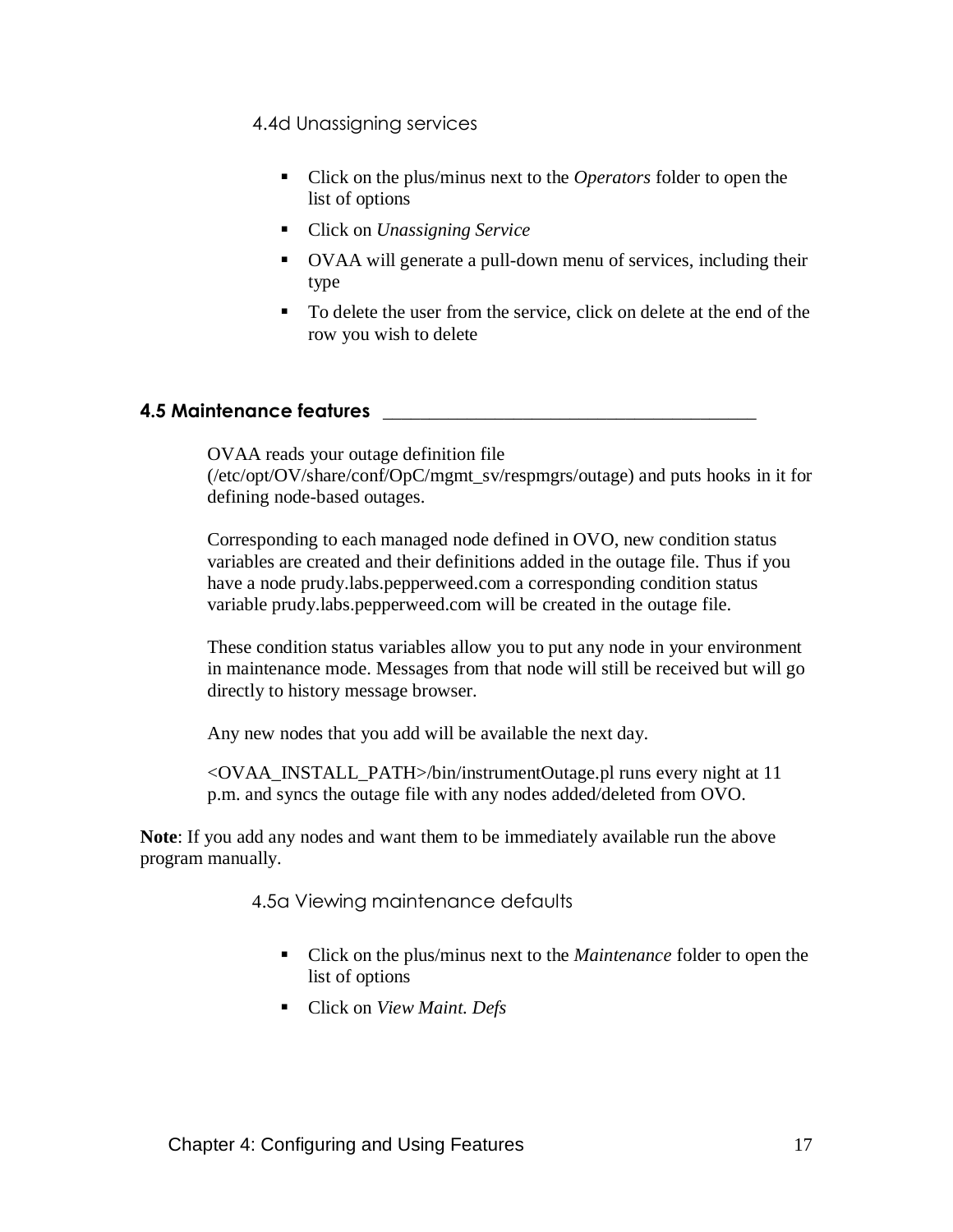#### 4.4d Unassigning services

- Click on the plus/minus next to the *Operators* folder to open the list of options
- Click on *Unassigning Service*
- OVAA will generate a pull-down menu of services, including their type
- To delete the user from the service, click on delete at the end of the row you wish to delete

### 4.5 Maintenance features

OVAA reads your outage definition file (/etc/opt/OV/share/conf/OpC/mgmt_sv/respmgrs/outage) and puts hooks in it for defining node-based outages.

Corresponding to each managed node defined in OVO, new condition status variables are created and their definitions added in the outage file. Thus if you have a node prudy.labs.pepperweed.com a corresponding condition status variable prudy.labs.pepperweed.com will be created in the outage file.

These condition status variables allow you to put any node in your environment in maintenance mode. Messages from that node will still be received but will go directly to history message browser.

Any new nodes that you add will be available the next day.

<OVAA_INSTALL_PATH>/bin/instrumentOutage.pl runs every night at 11 p.m. and syncs the outage file with any nodes added/deleted from OVO.

**Note**: If you add any nodes and want them to be immediately available run the above program manually.

#### 4.5a Viewing maintenance defaults

- Click on the plus/minus next to the *Maintenance* folder to open the list of options
- Click on *View Maint. Defs*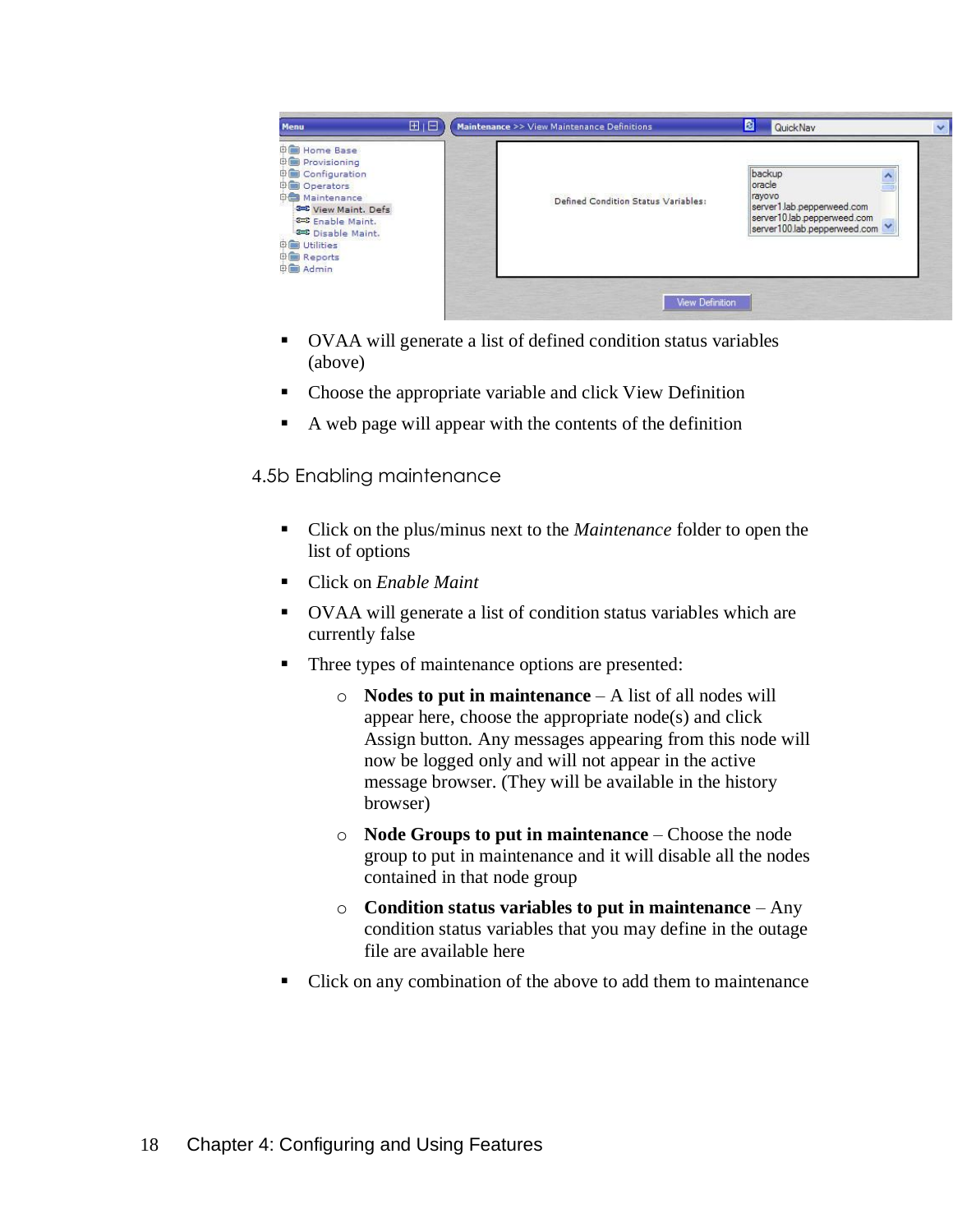- OVAA will generate a list of defined condition status variables (above)
- Choose the appropriate variable and click View Definition
- A web page will appear with the contents of the definition

### 4.5b Enabling maintenance

- Click on the plus/minus next to the *Maintenance* folder to open the list of options
- Click on *Enable Maint*
- OVAA will generate a list of condition status variables which are currently false
- Three types of maintenance options are presented:
  - **Nodes to put in maintenance** – A list of all nodes will appear here, choose the appropriate node(s) and click Assign button. Any messages appearing from this node will now be logged only and will not appear in the active message browser. (They will be available in the history browser)
  - **Node Groups to put in maintenance** – Choose the node group to put in maintenance and it will disable all the nodes contained in that node group
  - **Condition status variables to put in maintenance** – Any condition status variables that you may define in the outage file are available here
- Click on any combination of the above to add them to maintenance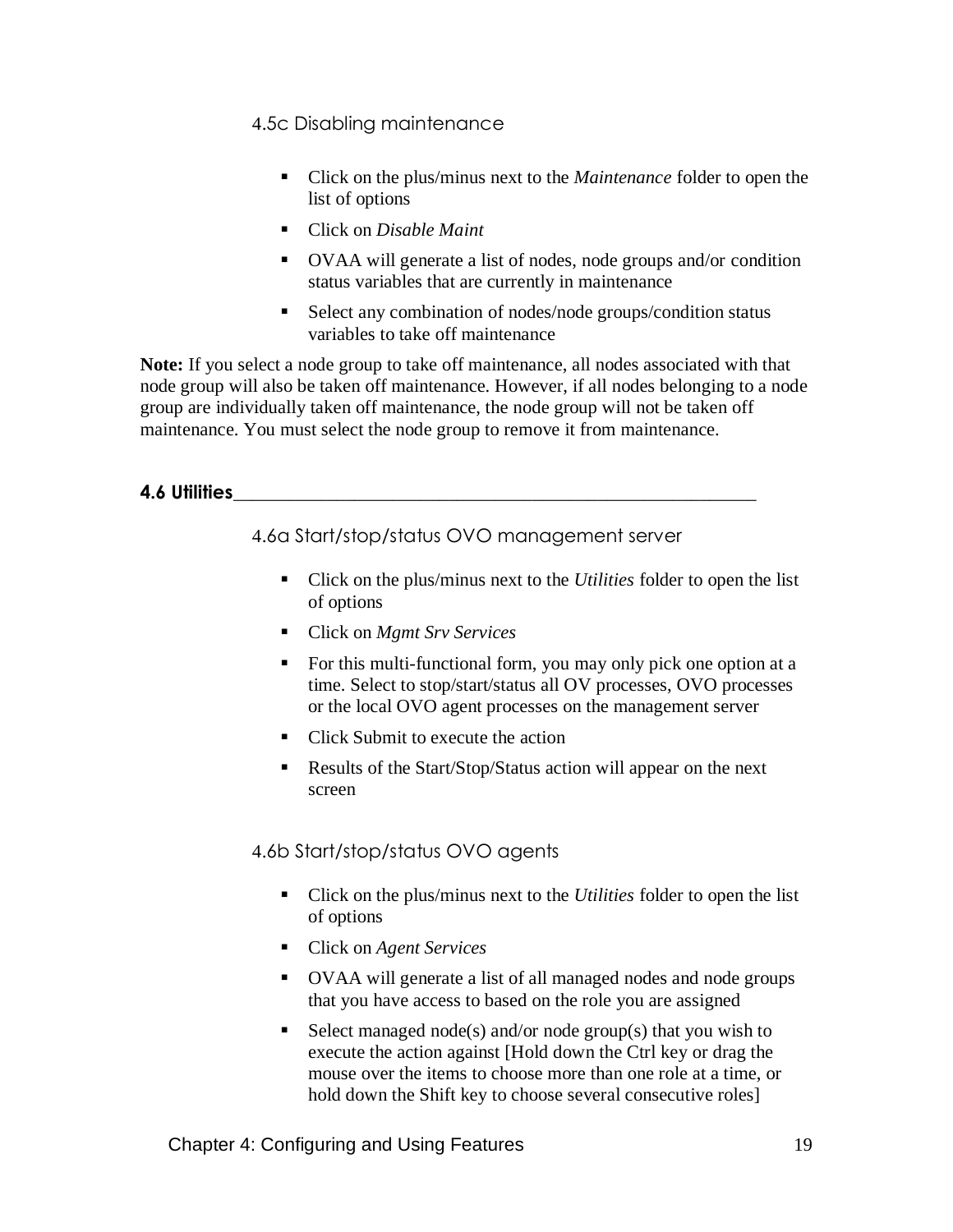### 4.5c Disabling maintenance

- Click on the plus/minus next to the *Maintenance* folder to open the list of options
- Click on *Disable Maint*
- OVAA will generate a list of nodes, node groups and/or condition status variables that are currently in maintenance
- Select any combination of nodes/node groups/condition status variables to take off maintenance

**Note:** If you select a node group to take off maintenance, all nodes associated with that node group will also be taken off maintenance. However, if all nodes belonging to a node group are individually taken off maintenance, the node group will not be taken off maintenance. You must select the node group to remove it from maintenance.

## 4.6 Utilities

### 4.6a Start/stop/status OVO management server

- Click on the plus/minus next to the *Utilities* folder to open the list of options
- Click on *Mgmt Srv Services*
- For this multi-functional form, you may only pick one option at a time. Select to stop/start/status all OV processes, OVO processes or the local OVO agent processes on the management server
- Click Submit to execute the action
- Results of the Start/Stop/Status action will appear on the next screen

### 4.6b Start/stop/status OVO agents

- Click on the plus/minus next to the *Utilities* folder to open the list of options
- Click on *Agent Services*
- OVAA will generate a list of all managed nodes and node groups that you have access to based on the role you are assigned
- Select managed node(s) and/or node group(s) that you wish to execute the action against [Hold down the Ctrl key or drag the mouse over the items to choose more than one role at a time, or hold down the Shift key to choose several consecutive roles]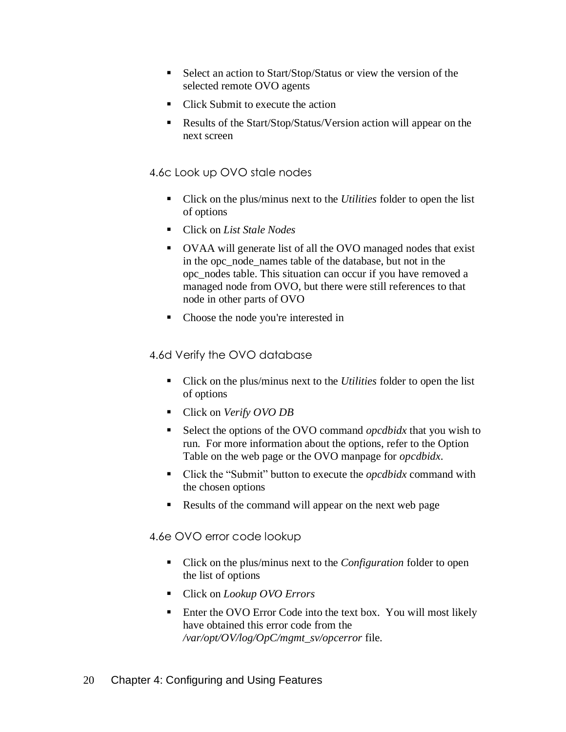- Select an action to Start/Stop/Status or view the version of the selected remote OVO agents
- Click Submit to execute the action
- Results of the Start/Stop/Status/Version action will appear on the next screen

### 4.6c Look up OVO stale nodes

- Click on the plus/minus next to the *Utilities* folder to open the list of options
- Click on *List Stale Nodes*
- OVAA will generate list of all the OVO managed nodes that exist in the opc_node_names table of the database, but not in the opc_nodes table. This situation can occur if you have removed a managed node from OVO, but there were still references to that node in other parts of OVO
- Choose the node you're interested in

### 4.6d Verify the OVO database

- Click on the plus/minus next to the *Utilities* folder to open the list of options
- Click on *Verify OVO DB*
- Select the options of the OVO command *opcdbidx* that you wish to run. For more information about the options, refer to the Option Table on the web page or the OVO manpage for *opcdbidx*.
- Click the "Submit" button to execute the *opcdbidx* command with the chosen options
- Results of the command will appear on the next web page

### 4.6e OVO error code lookup

- Click on the plus/minus next to the *Configuration* folder to open the list of options
- Click on *Lookup OVO Errors*
- Enter the OVO Error Code into the text box. You will most likely have obtained this error code from the */var/opt/OV/log/OpC/mgmt_sv/opcerror* file.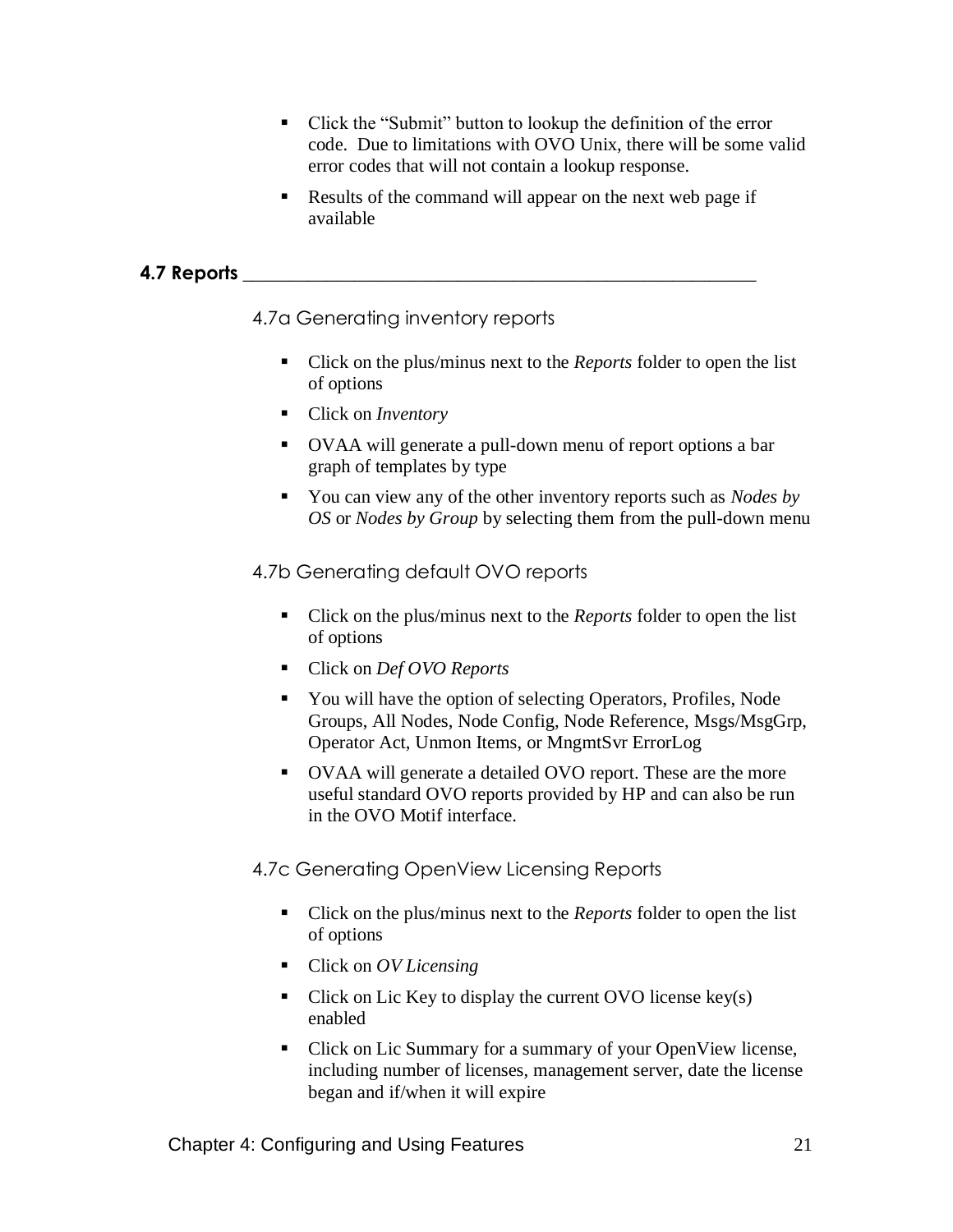- Click the "Submit" button to lookup the definition of the error code. Due to limitations with OVO Unix, there will be some valid error codes that will not contain a lookup response.
- Results of the command will appear on the next web page if available

## 4.7 Reports

### 4.7a Generating inventory reports

- Click on the plus/minus next to the *Reports* folder to open the list of options
- Click on *Inventory*
- OVAA will generate a pull-down menu of report options a bar graph of templates by type
- You can view any of the other inventory reports such as *Nodes by OS* or *Nodes by Group* by selecting them from the pull-down menu

### 4.7b Generating default OVO reports

- Click on the plus/minus next to the *Reports* folder to open the list of options
- Click on *Def OVO Reports*
- You will have the option of selecting Operators, Profiles, Node Groups, All Nodes, Node Config, Node Reference, Msgs/MsgGrp, Operator Act, Unmon Items, or MngmtSvr ErrorLog
- OVAA will generate a detailed OVO report. These are the more useful standard OVO reports provided by HP and can also be run in the OVO Motif interface.

### 4.7c Generating OpenView Licensing Reports

- Click on the plus/minus next to the *Reports* folder to open the list of options
- Click on *OV Licensing*
- Click on Lic Key to display the current OVO license key(s) enabled
- Click on Lic Summary for a summary of your OpenView license, including number of licenses, management server, date the license began and if/when it will expire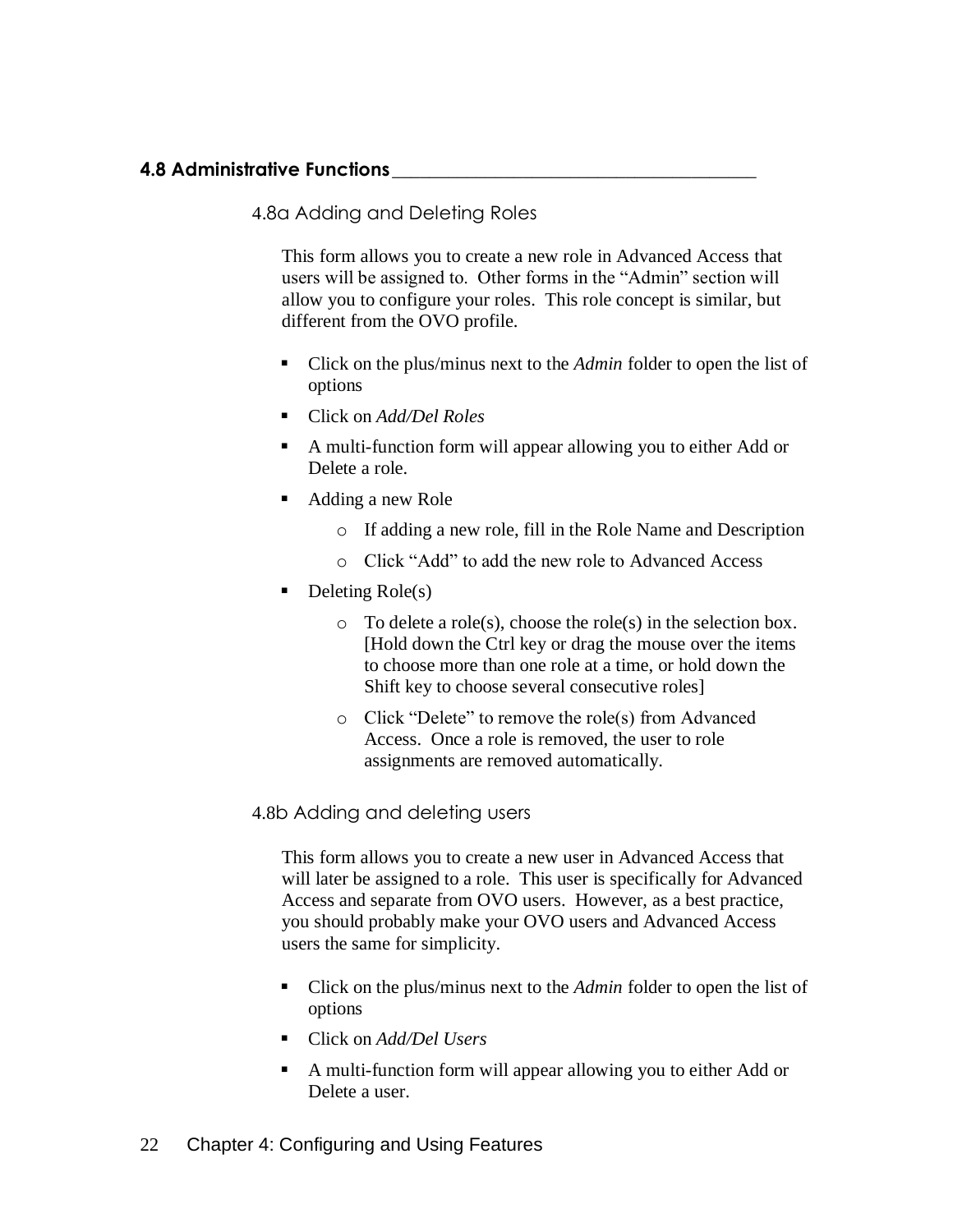## 4.8 Administrative Functions

### 4.8a Adding and Deleting Roles

This form allows you to create a new role in Advanced Access that users will be assigned to. Other forms in the "Admin" section will allow you to configure your roles. This role concept is similar, but different from the OVO profile.

- Click on the plus/minus next to the *Admin* folder to open the list of options
- Click on *Add/Del Roles*
- A multi-function form will appear allowing you to either Add or Delete a role.
- Adding a new Role
  - If adding a new role, fill in the Role Name and Description
  - Click "Add" to add the new role to Advanced Access
- Deleting Role(s)
  - To delete a role(s), choose the role(s) in the selection box. [Hold down the Ctrl key or drag the mouse over the items to choose more than one role at a time, or hold down the Shift key to choose several consecutive roles]
  - Click "Delete" to remove the role(s) from Advanced Access. Once a role is removed, the user to role assignments are removed automatically.

### 4.8b Adding and deleting users

This form allows you to create a new user in Advanced Access that will later be assigned to a role. This user is specifically for Advanced Access and separate from OVO users. However, as a best practice, you should probably make your OVO users and Advanced Access users the same for simplicity.

- Click on the plus/minus next to the *Admin* folder to open the list of options
- Click on *Add/Del Users*
- A multi-function form will appear allowing you to either Add or Delete a user.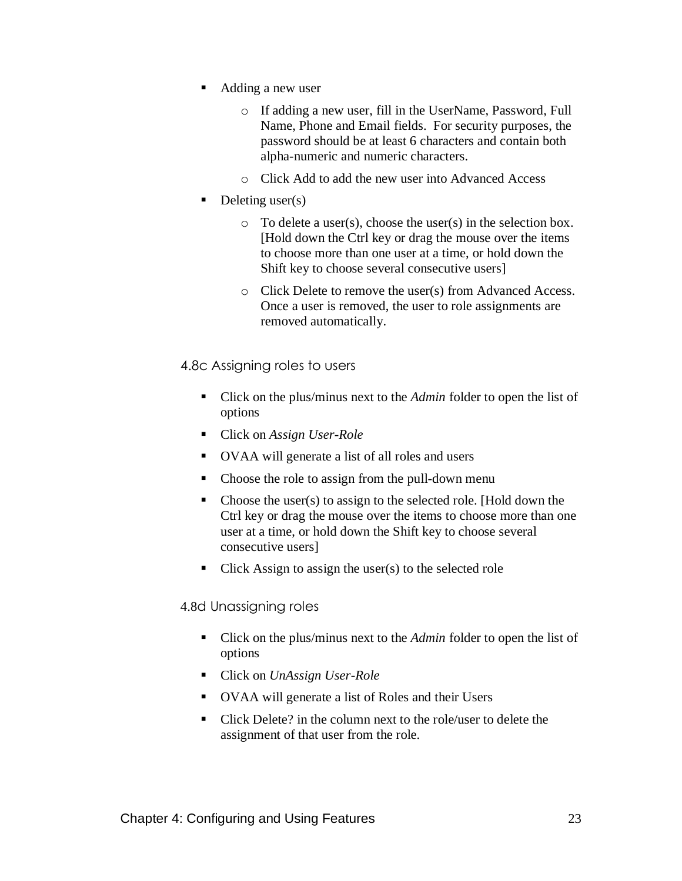- Adding a new user
  - If adding a new user, fill in the UserName, Password, Full Name, Phone and Email fields. For security purposes, the password should be at least 6 characters and contain both alpha-numeric and numeric characters.
  - Click Add to add the new user into Advanced Access
- Deleting user(s)
  - To delete a user(s), choose the user(s) in the selection box. [Hold down the Ctrl key or drag the mouse over the items to choose more than one user at a time, or hold down the Shift key to choose several consecutive users]
  - Click Delete to remove the user(s) from Advanced Access. Once a user is removed, the user to role assignments are removed automatically.

### 4.8c Assigning roles to users

- Click on the plus/minus next to the *Admin* folder to open the list of options
- Click on *Assign User-Role*
- OVAA will generate a list of all roles and users
- Choose the role to assign from the pull-down menu
- Choose the user(s) to assign to the selected role. [Hold down the Ctrl key or drag the mouse over the items to choose more than one user at a time, or hold down the Shift key to choose several consecutive users]
- Click Assign to assign the user(s) to the selected role

### 4.8d Unassigning roles

- Click on the plus/minus next to the *Admin* folder to open the list of options
- Click on *UnAssign User-Role*
- OVAA will generate a list of Roles and their Users
- Click Delete? in the column next to the role/user to delete the assignment of that user from the role.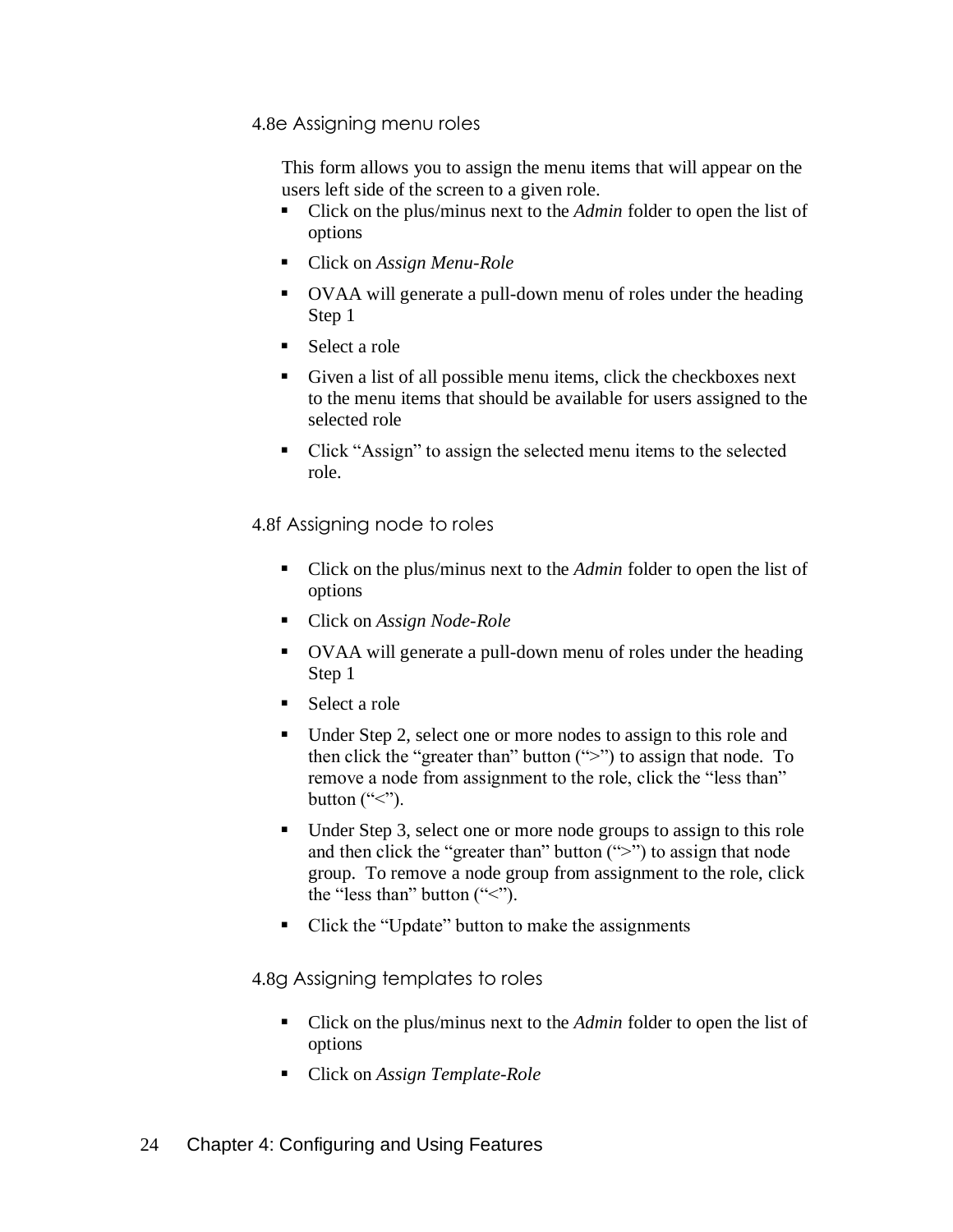### 4.8e Assigning menu roles

This form allows you to assign the menu items that will appear on the users left side of the screen to a given role.

- Click on the plus/minus next to the *Admin* folder to open the list of options
- Click on *Assign Menu-Role*
- OVAA will generate a pull-down menu of roles under the heading Step 1
- Select a role
- Given a list of all possible menu items, click the checkboxes next to the menu items that should be available for users assigned to the selected role
- Click "Assign" to assign the selected menu items to the selected role.

### 4.8f Assigning node to roles

- Click on the plus/minus next to the *Admin* folder to open the list of options
- Click on *Assign Node-Role*
- OVAA will generate a pull-down menu of roles under the heading Step 1
- Select a role
- Under Step 2, select one or more nodes to assign to this role and then click the "greater than" button (">") to assign that node. To remove a node from assignment to the role, click the "less than" button ("<").
- Under Step 3, select one or more node groups to assign to this role and then click the "greater than" button (">") to assign that node group. To remove a node group from assignment to the role, click the "less than" button ("<").
- Click the "Update" button to make the assignments

### 4.8g Assigning templates to roles

- Click on the plus/minus next to the *Admin* folder to open the list of options
- Click on *Assign Template-Role*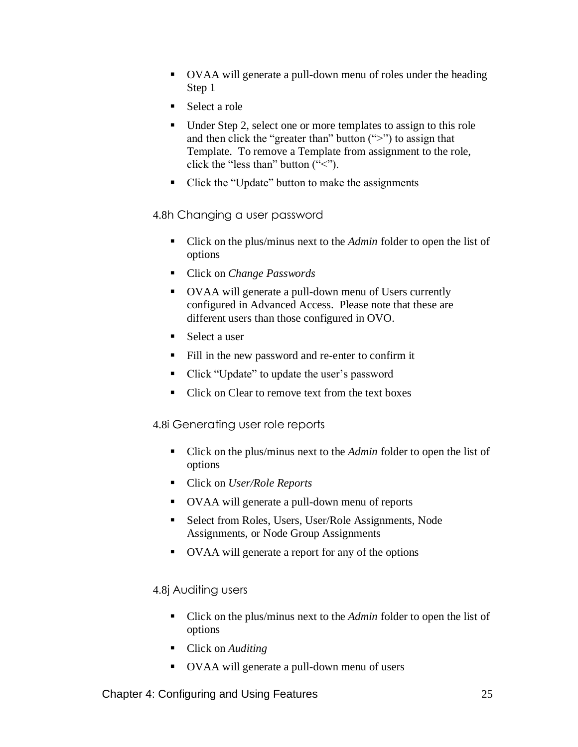- OVAA will generate a pull-down menu of roles under the heading Step 1
- Select a role
- Under Step 2, select one or more templates to assign to this role and then click the "greater than" button (">") to assign that Template. To remove a Template from assignment to the role, click the "less than" button ("<").
- Click the "Update" button to make the assignments

### 4.8h Changing a user password

- Click on the plus/minus next to the *Admin* folder to open the list of options
- Click on *Change Passwords*
- OVAA will generate a pull-down menu of Users currently configured in Advanced Access. Please note that these are different users than those configured in OVO.
- Select a user
- Fill in the new password and re-enter to confirm it
- Click "Update" to update the user's password
- Click on Clear to remove text from the text boxes

### 4.8i Generating user role reports

- Click on the plus/minus next to the *Admin* folder to open the list of options
- Click on *User/Role Reports*
- OVAA will generate a pull-down menu of reports
- Select from Roles, Users, User/Role Assignments, Node Assignments, or Node Group Assignments
- OVAA will generate a report for any of the options

### 4.8j Auditing users

- Click on the plus/minus next to the *Admin* folder to open the list of options
- Click on *Auditing*
- OVAA will generate a pull-down menu of users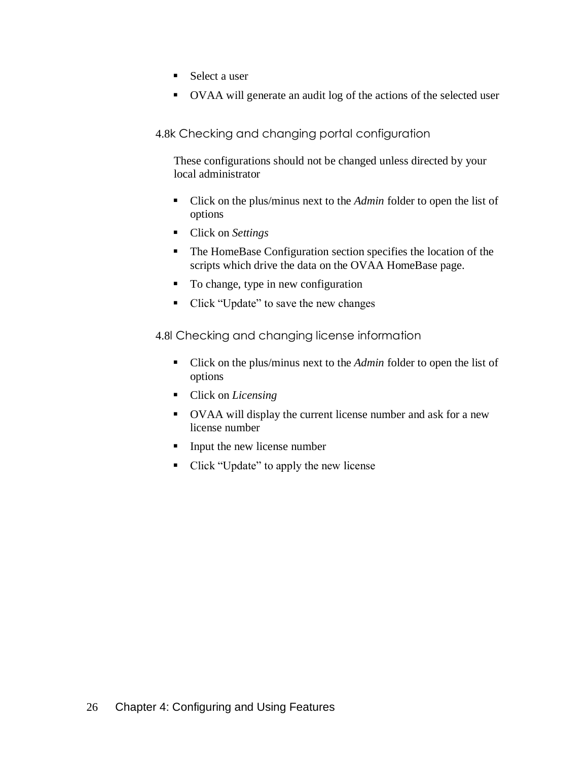- Select a user
- OVAA will generate an audit log of the actions of the selected user

### 4.8k Checking and changing portal configuration

These configurations should not be changed unless directed by your local administrator

- Click on the plus/minus next to the *Admin* folder to open the list of options
- Click on *Settings*
- The HomeBase Configuration section specifies the location of the scripts which drive the data on the OVAA HomeBase page.
- To change, type in new configuration
- Click "Update" to save the new changes

### 4.8l Checking and changing license information

- Click on the plus/minus next to the *Admin* folder to open the list of options
- Click on *Licensing*
- OVAA will display the current license number and ask for a new license number
- Input the new license number
- Click "Update" to apply the new license